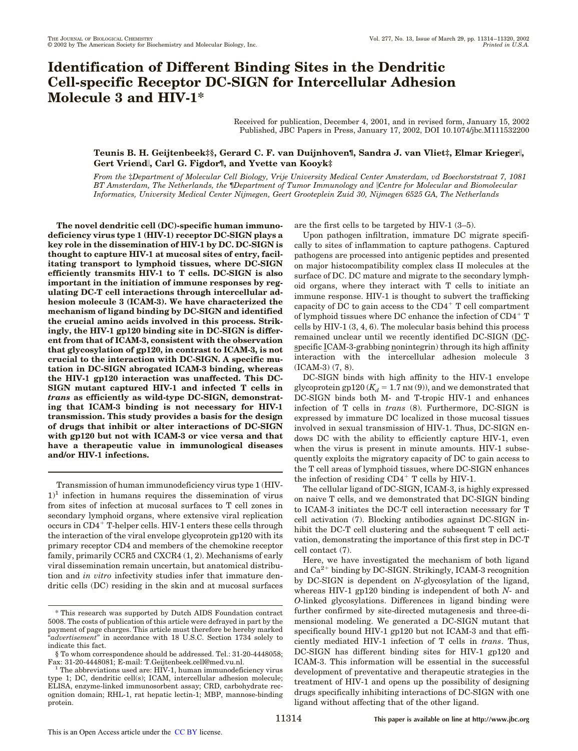# Identification of Different Binding Sites in the Dendritic Cell-specific Receptor DC-SIGN for Intercellular Adhesion Molecule 3 and HIV-1*

Received for publication, December 4, 2001, and in revised form, January 15, 2002
Published, JBC Papers in Press, January 17, 2002, DOI 10.1074/jbc.M111532200

**Teunis B. H. Geijtenbeek‡§, Gerard C. F. van Duijnhoven¶, Sandra J. van Vliet‡, Elmar Krieger‖, Gert Vriend‖, Carl G. Figdor¶, and Yvette van Kooyk‡**

*From the ‡Department of Molecular Cell Biology, Vrije University Medical Center Amsterdam, vd Boechorststraat 7, 1081 BT Amsterdam, The Netherlands, the ¶Department of Tumor Immunology and ‖Centre for Molecular and Biomolecular Informatics, University Medical Center Nijmegen, Geert Grooteplein Zuid 30, Nijmegen 6525 GA, The Netherlands*

**The novel dendritic cell (DC)-specific human immunodeficiency virus type 1 (HIV-1) receptor DC-SIGN plays a key role in the dissemination of HIV-1 by DC. DC-SIGN is thought to capture HIV-1 at mucosal sites of entry, facilitating transport to lymphoid tissues, where DC-SIGN efficiently transmits HIV-1 to T cells. DC-SIGN is also important in the initiation of immune responses by regulating DC-T cell interactions through intercellular adhesion molecule 3 (ICAM-3). We have characterized the mechanism of ligand binding by DC-SIGN and identified the crucial amino acids involved in this process. Strikingly, the HIV-1 gp120 binding site in DC-SIGN is different from that of ICAM-3, consistent with the observation that glycosylation of gp120, in contrast to ICAM-3, is not crucial to the interaction with DC-SIGN. A specific mutation in DC-SIGN abrogated ICAM-3 binding, whereas the HIV-1 gp120 interaction was unaffected. This DC-SIGN mutant captured HIV-1 and infected T cells in *trans* as efficiently as wild-type DC-SIGN, demonstrating that ICAM-3 binding is not necessary for HIV-1 transmission. This study provides a basis for the design of drugs that inhibit or alter interactions of DC-SIGN with gp120 but not with ICAM-3 or vice versa and that have a therapeutic value in immunological diseases and/or HIV-1 infections.**

Transmission of human immunodeficiency virus type 1 (HIV-1)[1] infection in humans requires the dissemination of virus from sites of infection at mucosal surfaces to T cell zones in secondary lymphoid organs, where extensive viral replication occurs in CD4$^+$ T-helper cells. HIV-1 enters these cells through the interaction of the viral envelope glycoprotein gp120 with its primary receptor CD4 and members of the chemokine receptor family, primarily CCR5 and CXCR4 (1, 2). Mechanisms of early viral dissemination remain uncertain, but anatomical distribution and *in vitro* infectivity studies infer that immature dendritic cells (DC) residing in the skin and at mucosal surfaces are the first cells to be targeted by HIV-1 (3–5).

Upon pathogen infiltration, immature DC migrate specifically to sites of inflammation to capture pathogens. Captured pathogens are processed into antigenic peptides and presented on major histocompatibility complex class II molecules at the surface of DC. DC mature and migrate to the secondary lymphoid organs, where they interact with T cells to initiate an immune response. HIV-1 is thought to subvert the trafficking capacity of DC to gain access to the CD4$^+$ T cell compartment of lymphoid tissues where DC enhance the infection of CD4$^+$ T cells by HIV-1 (3, 4, 6). The molecular basis behind this process remained unclear until we recently identified DC-SIGN (DC-specific ICAM-3-grabbing nonintegrin) through its high affinity interaction with the intercellular adhesion molecule 3 (ICAM-3) (7, 8).

DC-SIGN binds with high affinity to the HIV-1 envelope glycoprotein gp120 ($K_d$ = 1.7 nM (9)), and we demonstrated that DC-SIGN binds both M- and T-tropic HIV-1 and enhances infection of T cells in *trans* (8). Furthermore, DC-SIGN is expressed by immature DC localized in those mucosal tissues involved in sexual transmission of HIV-1. Thus, DC-SIGN endows DC with the ability to efficiently capture HIV-1, even when the virus is present in minute amounts. HIV-1 subsequently exploits the migratory capacity of DC to gain access to the T cell areas of lymphoid tissues, where DC-SIGN enhances the infection of residing CD4$^+$ T cells by HIV-1.

The cellular ligand of DC-SIGN, ICAM-3, is highly expressed on naive T cells, and we demonstrated that DC-SIGN binding to ICAM-3 initiates the DC-T cell interaction necessary for T cell activation (7). Blocking antibodies against DC-SIGN inhibit the DC-T cell clustering and the subsequent T cell activation, demonstrating the importance of this first step in DC-T cell contact (7).

Here, we have investigated the mechanism of both ligand and Ca$^{2+}$ binding by DC-SIGN. Strikingly, ICAM-3 recognition by DC-SIGN is dependent on *N*-glycosylation of the ligand, whereas HIV-1 gp120 binding is independent of both *N*- and *O*-linked glycosylations. Differences in ligand binding were further confirmed by site-directed mutagenesis and three-dimensional modeling. We generated a DC-SIGN mutant that specifically bound HIV-1 gp120 but not ICAM-3 and that efficiently mediated HIV-1 infection of T cells in *trans*. Thus, DC-SIGN has different binding sites for HIV-1 gp120 and ICAM-3. This information will be essential in the successful development of preventative and therapeutic strategies in the treatment of HIV-1 and opens up the possibility of designing drugs specifically inhibiting interactions of DC-SIGN with one ligand without affecting that of the other ligand.

\* This research was supported by Dutch AIDS Foundation contract 5008. The costs of publication of this article were defrayed in part by the payment of page charges. This article must therefore be hereby marked "*advertisement*" in accordance with 18 U.S.C. Section 1734 solely to indicate this fact.

§ To whom correspondence should be addressed. Tel.: 31-20-4448058; Fax: 31-20-4448081; E-mail: T.Geijtenbeek.cell@med.vu.nl.

[1] The abbreviations used are: HIV-1, human immunodeficiency virus type 1; DC, dendritic cell(s); ICAM, intercellular adhesion molecule; ELISA, enzyme-linked immunosorbent assay; CRD, carbohydrate recognition domain; RHL-1, rat hepatic lectin-1; MBP, mannose-binding protein.

This paper is available on line at http://www.jbc.org

This is an Open Access article under the CC BY license.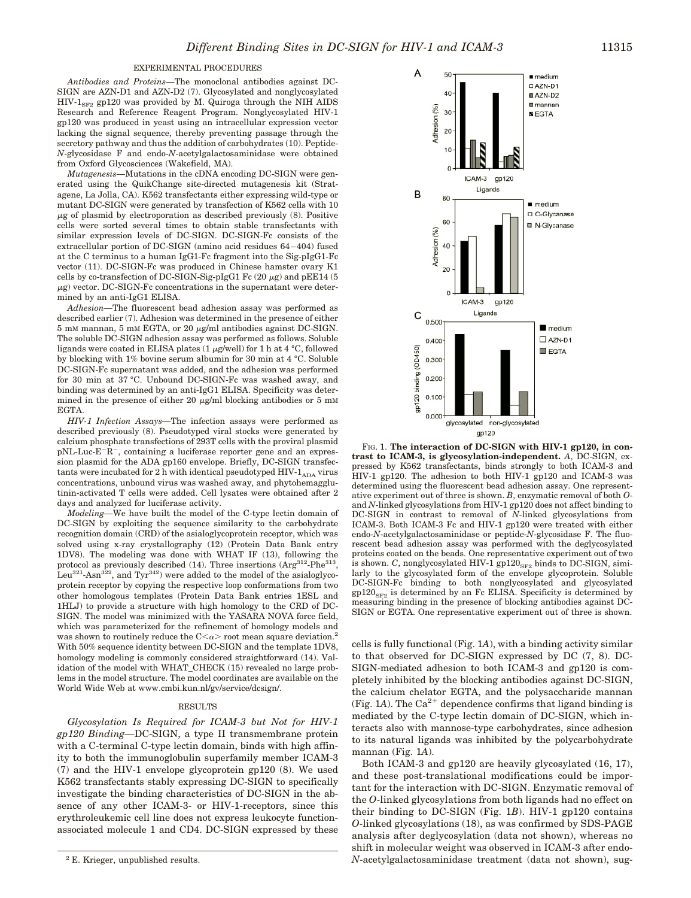## EXPERIMENTAL PROCEDURES

*Antibodies and Proteins*—The monoclonal antibodies against DC-SIGN are AZN-D1 and AZN-D2 (7). Glycosylated and nonglycosylated HIV-$1_{SF2}$ gp120 was provided by M. Quiroga through the NIH AIDS Research and Reference Reagent Program. Nonglycosylated HIV-1 gp120 was produced in yeast using an intracellular expression vector lacking the signal sequence, thereby preventing passage through the secretory pathway and thus the addition of carbohydrates (10). Peptide-*N*-glycosidase F and endo-*N*-acetylgalactosaminidase were obtained from Oxford Glycosciences (Wakefield, MA).

*Mutagenesis*—Mutations in the cDNA encoding DC-SIGN were generated using the QuikChange site-directed mutagenesis kit (Stratagene, La Jolla, CA). K562 transfectants either expressing wild-type or mutant DC-SIGN were generated by transfection of K562 cells with 10 $\mu$g of plasmid by electroporation as described previously (8). Positive cells were sorted several times to obtain stable transfectants with similar expression levels of DC-SIGN. DC-SIGN-Fc consists of the extracellular portion of DC-SIGN (amino acid residues 64–404) fused at the C terminus to a human IgG1-Fc fragment into the Sig-pIgG1-Fc vector (11). DC-SIGN-Fc was produced in Chinese hamster ovary K1 cells by co-transfection of DC-SIGN-Sig-pIgG1 Fc (20 $\mu$g) and pEE14 (5 $\mu$g) vector. DC-SIGN-Fc concentrations in the supernatant were determined by an anti-IgG1 ELISA.

*Adhesion*—The fluorescent bead adhesion assay was performed as described earlier (7). Adhesion was determined in the presence of either 5 mM mannan, 5 mM EGTA, or 20 $\mu$g/ml antibodies against DC-SIGN. The soluble DC-SIGN adhesion assay was performed as follows. Soluble ligands were coated in ELISA plates (1 $\mu$g/well) for 1 h at 4 °C, followed by blocking with 1% bovine serum albumin for 30 min at 4 °C. Soluble DC-SIGN-Fc supernatant was added, and the adhesion was performed for 30 min at 37 °C. Unbound DC-SIGN-Fc was washed away, and binding was determined by an anti-IgG1 ELISA. Specificity was determined in the presence of either 20 $\mu$g/ml blocking antibodies or 5 mM EGTA.

*HIV-1 Infection Assays*—The infection assays were performed as described previously (8). Pseudotyped viral stocks were generated by calcium phosphate transfections of 293T cells with the proviral plasmid pNL-Luc-$E^-R^-$, containing a luciferase reporter gene and an expression plasmid for the ADA gp160 envelope. Briefly, DC-SIGN transfectants were incubated for 2 h with identical pseudotyped HIV-$1_{ADA}$ virus concentrations, unbound virus was washed away, and phytohemagglutinin-activated T cells were added. Cell lysates were obtained after 2 days and analyzed for luciferase activity.

*Modeling*—We have built the model of the C-type lectin domain of DC-SIGN by exploiting the sequence similarity to the carbohydrate recognition domain (CRD) of the asialoglycoprotein receptor, which was solved using x-ray crystallography (12) (Protein Data Bank entry 1DV8). The modeling was done with WHAT IF (13), following the protocol as previously described (14). Three insertions ($Arg^{312}$-$Phe^{313}$, $Leu^{321}$-$Asn^{322}$, and $Tyr^{342}$) were added to the model of the asialoglycoprotein receptor by copying the respective loop conformations from two other homologous templates (Protein Data Bank entries 1ESL and 1HLJ) to provide a structure with high homology to the CRD of DC-SIGN. The model was minimized with the YASARA NOVA force field, which was parameterized for the refinement of homology models and was shown to routinely reduce the C<$\alpha$> root mean square deviation.[2] With 50% sequence identity between DC-SIGN and the template 1DV8, homology modeling is commonly considered straightforward (14). Validation of the model with WHAT_CHECK (15) revealed no large problems in the model structure. The model coordinates are available on the World Wide Web at www.cmbi.kun.nl/gv/service/dcsign/.

## RESULTS

*Glycosylation Is Required for ICAM-3 but Not for HIV-1 gp120 Binding*—DC-SIGN, a type II transmembrane protein with a C-terminal C-type lectin domain, binds with high affinity to both the immunoglobulin superfamily member ICAM-3 (7) and the HIV-1 envelope glycoprotein gp120 (8). We used K562 transfectants stably expressing DC-SIGN to specifically investigate the binding characteristics of DC-SIGN in the absence of any other ICAM-3- or HIV-1-receptors, since this erythroleukemic cell line does not express leukocyte function-associated molecule 1 and CD4. DC-SIGN expressed by these cells is fully functional (Fig. 1*A*), with a binding activity similar to that observed for DC-SIGN expressed by DC (7, 8). DC-SIGN-mediated adhesion to both ICAM-3 and gp120 is completely inhibited by the blocking antibodies against DC-SIGN, the calcium chelator EGTA, and the polysaccharide mannan (Fig. 1*A*). The $Ca^{2+}$ dependence confirms that ligand binding is mediated by the C-type lectin domain of DC-SIGN, which interacts also with mannose-type carbohydrates, since adhesion to its natural ligands was inhibited by the polycarbohydrate mannan (Fig. 1*A*).

Both ICAM-3 and gp120 are heavily glycosylated (16, 17), and these post-translational modifications could be important for the interaction with DC-SIGN. Enzymatic removal of the *O*-linked glycosylations from both ligands had no effect on their binding to DC-SIGN (Fig. 1*B*). HIV-1 gp120 contains *O*-linked glycosylations (18), as was confirmed by SDS-PAGE analysis after deglycosylation (data not shown), whereas no shift in molecular weight was observed in ICAM-3 after endo-*N*-acetylgalactosaminidase treatment (data not shown), sug-

**FIG. 1. The interaction of DC-SIGN with HIV-1 gp120, in contrast to ICAM-3, is glycosylation-independent.** *A*, DC-SIGN, expressed by K562 transfectants, binds strongly to both ICAM-3 and HIV-1 gp120. The adhesion to both HIV-1 gp120 and ICAM-3 was determined using the fluorescent bead adhesion assay. One representative experiment out of three is shown. *B*, enzymatic removal of both *O*- and *N*-linked glycosylations from HIV-1 gp120 does not affect binding to DC-SIGN in contrast to removal of *N*-linked glycosylations from ICAM-3. Both ICAM-3 Fc and HIV-1 gp120 were treated with either endo-*N*-acetylgalactosaminidase or peptide-*N*-glycosidase F. The fluorescent bead adhesion assay was performed with the deglycosylated proteins coated on the beads. One representative experiment out of two is shown. *C*, nonglycosylated HIV-1 $gp120_{SF2}$ binds to DC-SIGN, similarly to the glycosylated form of the envelope glycoprotein. Soluble DC-SIGN-Fc binding to both nonglycosylated and glycosylated $gp120_{SF2}$ is determined by an Fc ELISA. Specificity is determined by measuring binding in the presence of blocking antibodies against DC-SIGN or EGTA. One representative experiment out of three is shown.

[2] E. Krieger, unpublished results.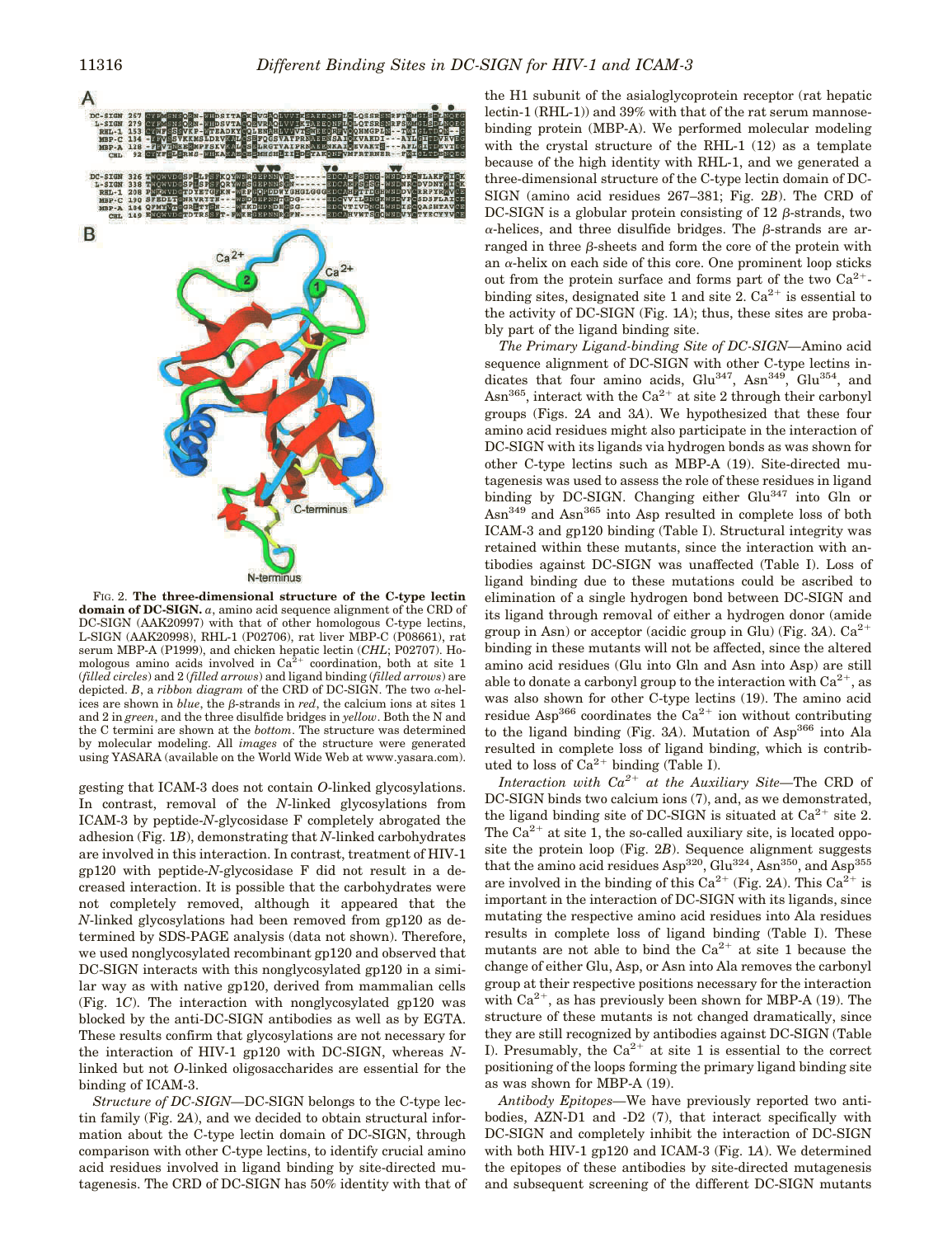FIG. 2. **The three-dimensional structure of the C-type lectin domain of DC-SIGN.** *a*, amino acid sequence alignment of the CRD of DC-SIGN (AAK20997) with that of other homologous C-type lectins, L-SIGN (AAK20998), RHL-1 (P02706), rat liver MBP-C (P08661), rat serum MBP-A (P1999), and chicken hepatic lectin (*CHL*; P02707). Homologous amino acids involved in $Ca^{2+}$ coordination, both at site 1 (*filled circles*) and 2 (*filled arrows*) and ligand binding (*filled arrows*) are depicted. *B*, a *ribbon diagram* of the CRD of DC-SIGN. The two α-helices are shown in *blue*, the β-strands in *red*, the calcium ions at sites 1 and 2 in *green*, and the three disulfide bridges in *yellow*. Both the N and the C termini are shown at the *bottom*. The structure was determined by molecular modeling. All *images* of the structure were generated using YASARA (available on the World Wide Web at www.yasara.com).

gesting that ICAM-3 does not contain *O*-linked glycosylations. In contrast, removal of the *N*-linked glycosylations from ICAM-3 by peptide-*N*-glycosidase F completely abrogated the adhesion (Fig. 1*B*), demonstrating that *N*-linked carbohydrates are involved in this interaction. In contrast, treatment of HIV-1 gp120 with peptide-*N*-glycosidase F did not result in a decreased interaction. It is possible that the carbohydrates were not completely removed, although it appeared that the *N*-linked glycosylations had been removed from gp120 as determined by SDS-PAGE analysis (data not shown). Therefore, we used nonglycosylated recombinant gp120 and observed that DC-SIGN interacts with this nonglycosylated gp120 in a similar way as with native gp120, derived from mammalian cells (Fig. 1*C*). The interaction with nonglycosylated gp120 was blocked by the anti-DC-SIGN antibodies as well as by EGTA. These results confirm that glycosylations are not necessary for the interaction of HIV-1 gp120 with DC-SIGN, whereas *N*-linked but not *O*-linked oligosaccharides are essential for the binding of ICAM-3.

*Structure of DC-SIGN*—DC-SIGN belongs to the C-type lectin family (Fig. 2*A*), and we decided to obtain structural information about the C-type lectin domain of DC-SIGN, through comparison with other C-type lectins, to identify crucial amino acid residues involved in ligand binding by site-directed mutagenesis. The CRD of DC-SIGN has 50% identity with that of the H1 subunit of the asialoglycoprotein receptor (rat hepatic lectin-1 (RHL-1)) and 39% with that of the rat serum mannose-binding protein (MBP-A). We performed molecular modeling with the crystal structure of the RHL-1 (12) as a template because of the high identity with RHL-1, and we generated a three-dimensional structure of the C-type lectin domain of DC-SIGN (amino acid residues 267–381; Fig. 2*B*). The CRD of DC-SIGN is a globular protein consisting of 12 β-strands, two α-helices, and three disulfide bridges. The β-strands are arranged in three β-sheets and form the core of the protein with an α-helix on each side of this core. One prominent loop sticks out from the protein surface and forms part of the two $Ca^{2+}$-binding sites, designated site 1 and site 2. $Ca^{2+}$ is essential to the activity of DC-SIGN (Fig. 1*A*); thus, these sites are probably part of the ligand binding site.

*The Primary Ligand-binding Site of DC-SIGN*—Amino acid sequence alignment of DC-SIGN with other C-type lectins indicates that four amino acids, Glu[347], Asn[349], Glu[354], and Asn[365], interact with the $Ca^{2+}$ at site 2 through their carbonyl groups (Figs. 2*A* and 3*A*). We hypothesized that these four amino acid residues might also participate in the interaction of DC-SIGN with its ligands via hydrogen bonds as was shown for other C-type lectins such as MBP-A (19). Site-directed mutagenesis was used to assess the role of these residues in ligand binding by DC-SIGN. Changing either Glu[347] into Gln or Asn[349] and Asn[365] into Asp resulted in complete loss of both ICAM-3 and gp120 binding (Table I). Structural integrity was retained within these mutants, since the interaction with antibodies against DC-SIGN was unaffected (Table I). Loss of ligand binding due to these mutations could be ascribed to elimination of a single hydrogen bond between DC-SIGN and its ligand through removal of either a hydrogen donor (amide group in Asn) or acceptor (acidic group in Glu) (Fig. 3*A*). $Ca^{2+}$ binding in these mutants will not be affected, since the altered amino acid residues (Glu into Gln and Asn into Asp) are still able to donate a carbonyl group to the interaction with $Ca^{2+}$, as was also shown for other C-type lectins (19). The amino acid residue Asp[366] coordinates the $Ca^{2+}$ ion without contributing to the ligand binding (Fig. 3*A*). Mutation of Asp[366] into Ala resulted in complete loss of ligand binding, which is contributed to loss of $Ca^{2+}$ binding (Table I).

*Interaction with $Ca^{2+}$ at the Auxiliary Site*—The CRD of DC-SIGN binds two calcium ions (7), and, as we demonstrated, the ligand binding site of DC-SIGN is situated at $Ca^{2+}$ site 2. The $Ca^{2+}$ at site 1, the so-called auxiliary site, is located opposite the protein loop (Fig. 2*B*). Sequence alignment suggests that the amino acid residues Asp[320], Glu[324], Asn[350], and Asp[355] are involved in the binding of this $Ca^{2+}$ (Fig. 2*A*). This $Ca^{2+}$ is important in the interaction of DC-SIGN with its ligands, since mutating the respective amino acid residues into Ala residues results in complete loss of ligand binding (Table I). These mutants are not able to bind the $Ca^{2+}$ at site 1 because the change of either Glu, Asp, or Asn into Ala removes the carbonyl group at their respective positions necessary for the interaction with $Ca^{2+}$, as has previously been shown for MBP-A (19). The structure of these mutants is not changed dramatically, since they are still recognized by antibodies against DC-SIGN (Table I). Presumably, the $Ca^{2+}$ at site 1 is essential to the correct positioning of the loops forming the primary ligand binding site as was shown for MBP-A (19).

*Antibody Epitopes*—We have previously reported two antibodies, AZN-D1 and -D2 (7), that interact specifically with DC-SIGN and completely inhibit the interaction of DC-SIGN with both HIV-1 gp120 and ICAM-3 (Fig. 1*A*). We determined the epitopes of these antibodies by site-directed mutagenesis and subsequent screening of the different DC-SIGN mutants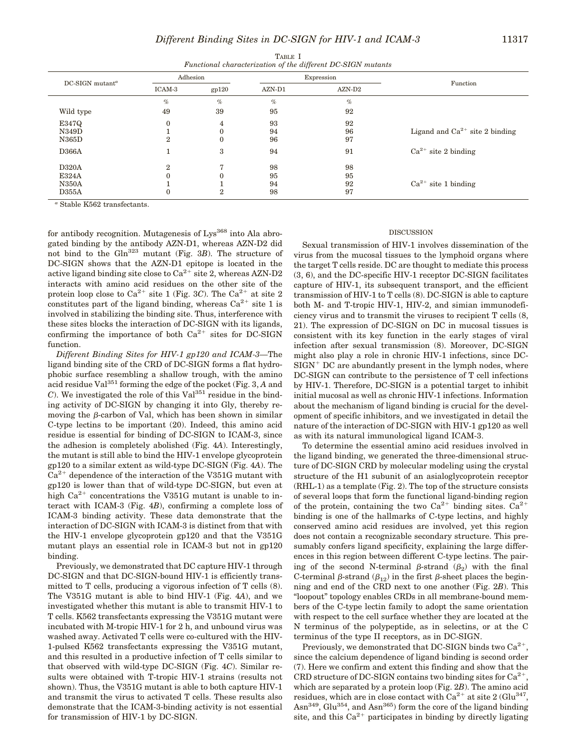TABLE I

*Functional characterization of the different DC-SIGN mutants*

| DC-SIGN mutant[a] | Adhesion | | Expression | | Function |
|---|---|---|---|---|---|
| | ICAM-3 | gp120 | AZN-D1 | AZN-D2 | |
| | % | % | % | % | |
| Wild type | 49 | 39 | 95 | 92 | |
| E347Q | 0 | 4 | 93 | 92 | |
| N349D | 1 | 0 | 94 | 96 | Ligand and $Ca^{2+}$ site 2 binding |
| N365D | 2 | 0 | 96 | 97 | |
| D366A | 1 | 3 | 94 | 91 | $Ca^{2+}$ site 2 binding |
| D320A | 2 | 7 | 98 | 98 | |
| E324A | 0 | 0 | 95 | 95 | |
| N350A | 1 | 1 | 94 | 92 | $Ca^{2+}$ site 1 binding |
| D355A | 0 | 2 | 98 | 97 | |

[a] Stable K562 transfectants.

for antibody recognition. Mutagenesis of Lys[368] into Ala abrogated binding by the antibody AZN-D1, whereas AZN-D2 did not bind to the Gln[323] mutant (Fig. 3*B*). The structure of DC-SIGN shows that the AZN-D1 epitope is located in the active ligand binding site close to $Ca^{2+}$ site 2, whereas AZN-D2 interacts with amino acid residues on the other site of the protein loop close to $Ca^{2+}$ site 1 (Fig. 3*C*). The $Ca^{2+}$ at site 2 constitutes part of the ligand binding, whereas $Ca^{2+}$ site 1 is involved in stabilizing the binding site. Thus, interference with these sites blocks the interaction of DC-SIGN with its ligands, confirming the importance of both $Ca^{2+}$ sites for DC-SIGN function.

*Different Binding Sites for HIV-1 gp120 and ICAM-3*—The ligand binding site of the CRD of DC-SIGN forms a flat hydrophobic surface resembling a shallow trough, with the amino acid residue Val[351] forming the edge of the pocket (Fig. 3, *A* and *C*). We investigated the role of this Val[351] residue in the binding activity of DC-SIGN by changing it into Gly, thereby removing the β-carbon of Val, which has been shown in similar C-type lectins to be important (20). Indeed, this amino acid residue is essential for binding of DC-SIGN to ICAM-3, since the adhesion is completely abolished (Fig. 4*A*). Interestingly, the mutant is still able to bind the HIV-1 envelope glycoprotein gp120 to a similar extent as wild-type DC-SIGN (Fig. 4*A*). The $Ca^{2+}$ dependence of the interaction of the V351G mutant with gp120 is lower than that of wild-type DC-SIGN, but even at high $Ca^{2+}$ concentrations the V351G mutant is unable to interact with ICAM-3 (Fig. 4*B*), confirming a complete loss of ICAM-3 binding activity. These data demonstrate that the interaction of DC-SIGN with ICAM-3 is distinct from that with the HIV-1 envelope glycoprotein gp120 and that the V351G mutant plays an essential role in ICAM-3 but not in gp120 binding.

Previously, we demonstrated that DC capture HIV-1 through DC-SIGN and that DC-SIGN-bound HIV-1 is efficiently transmitted to T cells, producing a vigorous infection of T cells (8). The V351G mutant is able to bind HIV-1 (Fig. 4*A*), and we investigated whether this mutant is able to transmit HIV-1 to T cells. K562 transfectants expressing the V351G mutant were incubated with M-tropic HIV-1 for 2 h, and unbound virus was washed away. Activated T cells were co-cultured with the HIV-1-pulsed K562 transfectants expressing the V351G mutant, and this resulted in a productive infection of T cells similar to that observed with wild-type DC-SIGN (Fig. 4*C*). Similar results were obtained with T-tropic HIV-1 strains (results not shown). Thus, the V351G mutant is able to both capture HIV-1 and transmit the virus to activated T cells. These results also demonstrate that the ICAM-3-binding activity is not essential for transmission of HIV-1 by DC-SIGN.

## DISCUSSION

Sexual transmission of HIV-1 involves dissemination of the virus from the mucosal tissues to the lymphoid organs where the target T cells reside. DC are thought to mediate this process (3, 6), and the DC-specific HIV-1 receptor DC-SIGN facilitates capture of HIV-1, its subsequent transport, and the efficient transmission of HIV-1 to T cells (8). DC-SIGN is able to capture both M- and T-tropic HIV-1, HIV-2, and simian immunodeficiency virus and to transmit the viruses to recipient T cells (8, 21). The expression of DC-SIGN on DC in mucosal tissues is consistent with its key function in the early stages of viral infection after sexual transmission (8). Moreover, DC-SIGN might also play a role in chronic HIV-1 infections, since DC-SIGN$^+$ DC are abundantly present in the lymph nodes, where DC-SIGN can contribute to the persistence of T cell infections by HIV-1. Therefore, DC-SIGN is a potential target to inhibit initial mucosal as well as chronic HIV-1 infections. Information about the mechanism of ligand binding is crucial for the development of specific inhibitors, and we investigated in detail the nature of the interaction of DC-SIGN with HIV-1 gp120 as well as with its natural immunological ligand ICAM-3.

To determine the essential amino acid residues involved in the ligand binding, we generated the three-dimensional structure of DC-SIGN CRD by molecular modeling using the crystal structure of the H1 subunit of an asialoglycoprotein receptor (RHL-1) as a template (Fig. 2). The top of the structure consists of several loops that form the functional ligand-binding region of the protein, containing the two $Ca^{2+}$ binding sites. $Ca^{2+}$ binding is one of the hallmarks of C-type lectins, and highly conserved amino acid residues are involved, yet this region does not contain a recognizable secondary structure. This presumably confers ligand specificity, explaining the large differences in this region between different C-type lectins. The pairing of the second N-terminal β-strand ($\beta_2$) with the final C-terminal β-strand ($\beta_{12}$) in the first β-sheet places the beginning and end of the CRD next to one another (Fig. 2*B*). This "loopout" topology enables CRDs in all membrane-bound members of the C-type lectin family to adopt the same orientation with respect to the cell surface whether they are located at the N terminus of the polypeptide, as in selectins, or at the C terminus of the type II receptors, as in DC-SIGN.

Previously, we demonstrated that DC-SIGN binds two $Ca^{2+}$, since the calcium dependence of ligand binding is second order (7). Here we confirm and extent this finding and show that the CRD structure of DC-SIGN contains two binding sites for $Ca^{2+}$, which are separated by a protein loop (Fig. 2*B*). The amino acid residues, which are in close contact with $Ca^{2+}$ at site 2 (Glu[347], Asn[349], Glu[354], and Asn[365]) form the core of the ligand binding site, and this $Ca^{2+}$ participates in binding by directly ligating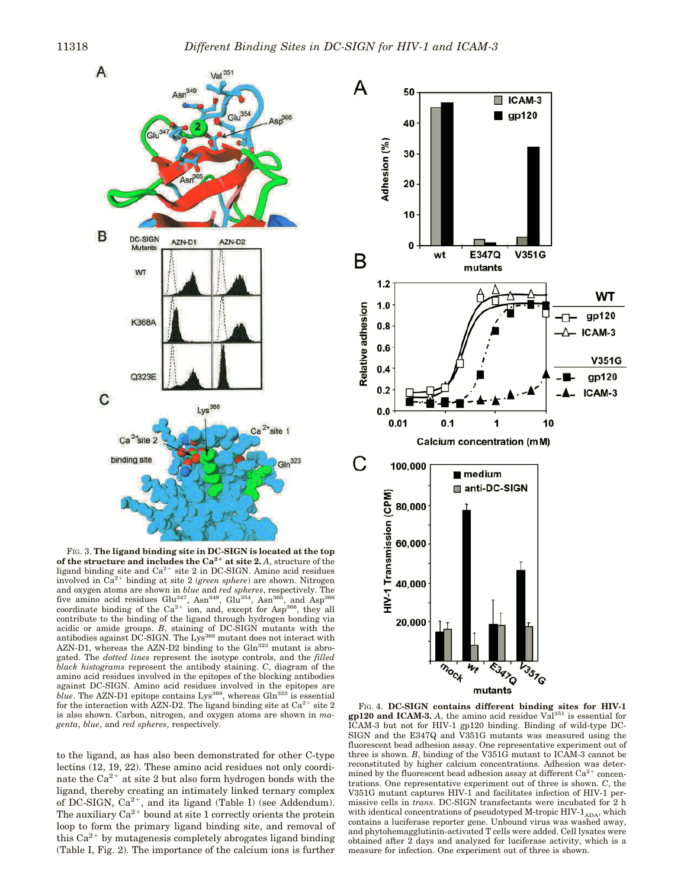FIG. 3. **The ligand binding site in DC-SIGN is located at the top of the structure and includes the $Ca^{2+}$ at site 2.** *A*, structure of the ligand binding site and $Ca^{2+}$ site 2 in DC-SIGN. Amino acid residues involved in $Ca^{2+}$ binding at site 2 (*green sphere*) are shown. Nitrogen and oxygen atoms are shown in *blue* and *red spheres*, respectively. The five amino acid residues $Glu^{347}$, $Asn^{349}$, $Glu^{354}$, $Asn^{365}$, and $Asp^{366}$ coordinate binding of the $Ca^{2+}$ ion, and, except for $Asp^{366}$, they all contribute to the binding of the ligand through hydrogen bonding via acidic or amide groups. *B*, staining of DC-SIGN mutants with the antibodies against DC-SIGN. The $Lys^{368}$ mutant does not interact with AZN-D1, whereas the AZN-D2 binding to the $Gln^{323}$ mutant is abrogated. The *dotted lines* represent the isotype controls, and the *filled black histograms* represent the antibody staining. *C*, diagram of the amino acid residues involved in the epitopes of the blocking antibodies against DC-SIGN. Amino acid residues involved in the epitopes are *blue*. The AZN-D1 epitope contains $Lys^{368}$, whereas $Gln^{323}$ is essential for the interaction with AZN-D2. The ligand binding site at $Ca^{2+}$ site 2 is also shown. Carbon, nitrogen, and oxygen atoms are shown in *magenta*, *blue*, and *red spheres*, respectively.

to the ligand, as has also been demonstrated for other C-type lectins (12, 19, 22). These amino acid residues not only coordinate the $Ca^{2+}$ at site 2 but also form hydrogen bonds with the ligand, thereby creating an intimately linked ternary complex of DC-SIGN, $Ca^{2+}$, and its ligand (Table I) (see Addendum). The auxiliary $Ca^{2+}$ bound at site 1 correctly orients the protein loop to form the primary ligand binding site, and removal of this $Ca^{2+}$ by mutagenesis completely abrogates ligand binding (Table I, Fig. 2). The importance of the calcium ions is further

FIG. 4. **DC-SIGN contains different binding sites for HIV-1 gp120 and ICAM-3.** *A*, the amino acid residue $Val^{351}$ is essential for ICAM-3 but not for HIV-1 gp120 binding. Binding of wild-type DC-SIGN and the E347Q and V351G mutants was measured using the fluorescent bead adhesion assay. One representative experiment out of three is shown. *B*, binding of the V351G mutant to ICAM-3 cannot be reconstituted by higher calcium concentrations. Adhesion was determined by the fluorescent bead adhesion assay at different $Ca^{2+}$ concentrations. One representative experiment out of three is shown. *C*, the V351G mutant captures HIV-1 and facilitates infection of HIV-1 permissive cells in *trans*. DC-SIGN transfectants were incubated for 2 h with identical concentrations of pseudotyped M-tropic HIV-$1_{ADA}$, which contains a luciferase reporter gene. Unbound virus was washed away, and phytohemagglutinin-activated T cells were added. Cell lysates were obtained after 2 days and analyzed for luciferase activity, which is a measure for infection. One experiment out of three is shown.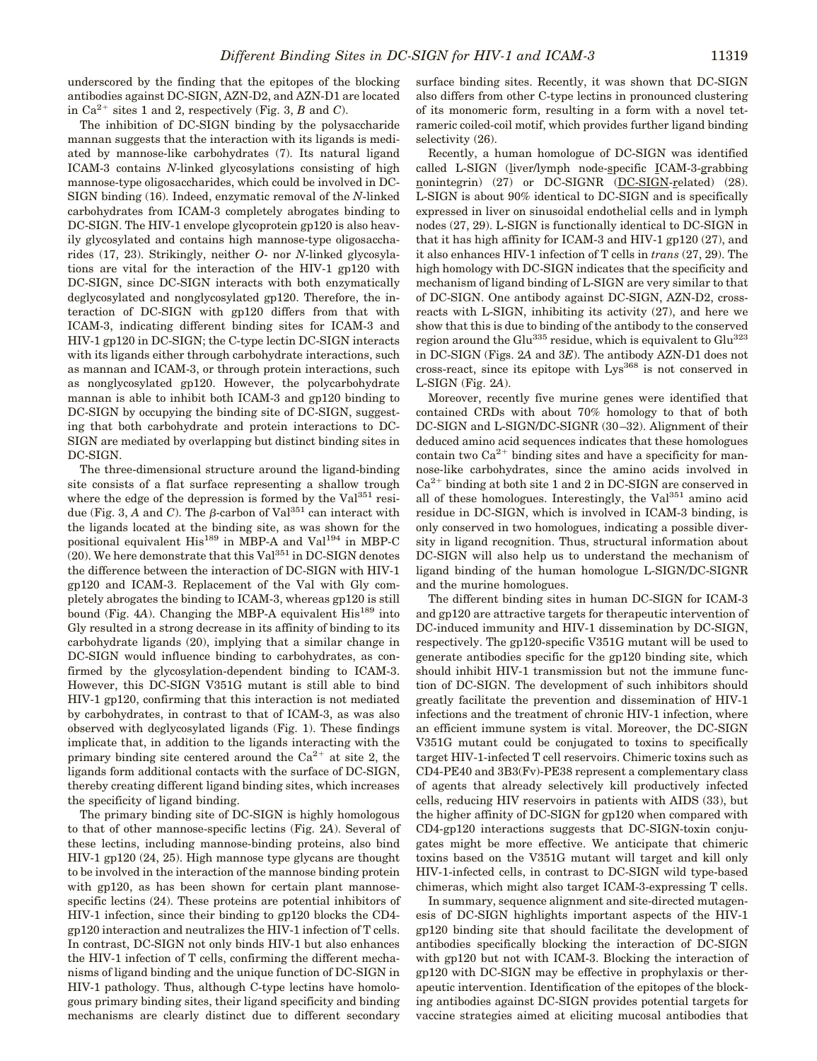underscored by the finding that the epitopes of the blocking antibodies against DC-SIGN, AZN-D2, and AZN-D1 are located in $Ca^{2+}$ sites 1 and 2, respectively (Fig. 3, *B* and *C*).

The inhibition of DC-SIGN binding by the polysaccharide mannan suggests that the interaction with its ligands is mediated by mannose-like carbohydrates (7). Its natural ligand ICAM-3 contains *N*-linked glycosylations consisting of high mannose-type oligosaccharides, which could be involved in DC-SIGN binding (16). Indeed, enzymatic removal of the *N*-linked carbohydrates from ICAM-3 completely abrogates binding to DC-SIGN. The HIV-1 envelope glycoprotein gp120 is also heavily glycosylated and contains high mannose-type oligosaccharides (17, 23). Strikingly, neither *O*- nor *N*-linked glycosylations are vital for the interaction of the HIV-1 gp120 with DC-SIGN, since DC-SIGN interacts with both enzymatically deglycosylated and nonglycosylated gp120. Therefore, the interaction of DC-SIGN with gp120 differs from that with ICAM-3, indicating different binding sites for ICAM-3 and HIV-1 gp120 in DC-SIGN; the C-type lectin DC-SIGN interacts with its ligands either through carbohydrate interactions, such as mannan and ICAM-3, or through protein interactions, such as nonglycosylated gp120. However, the polycarbohydrate mannan is able to inhibit both ICAM-3 and gp120 binding to DC-SIGN by occupying the binding site of DC-SIGN, suggesting that both carbohydrate and protein interactions to DC-SIGN are mediated by overlapping but distinct binding sites in DC-SIGN.

The three-dimensional structure around the ligand-binding site consists of a flat surface representing a shallow trough where the edge of the depression is formed by the Val[351] residue (Fig. 3, *A* and *C*). The β-carbon of Val[351] can interact with the ligands located at the binding site, as was shown for the positional equivalent His[189] in MBP-A and Val[194] in MBP-C (20). We here demonstrate that this Val[351] in DC-SIGN denotes the difference between the interaction of DC-SIGN with HIV-1 gp120 and ICAM-3. Replacement of the Val with Gly completely abrogates the binding to ICAM-3, whereas gp120 is still bound (Fig. 4*A*). Changing the MBP-A equivalent His[189] into Gly resulted in a strong decrease in its affinity of binding to its carbohydrate ligands (20), implying that a similar change in DC-SIGN would influence binding to carbohydrates, as confirmed by the glycosylation-dependent binding to ICAM-3. However, this DC-SIGN V351G mutant is still able to bind HIV-1 gp120, confirming that this interaction is not mediated by carbohydrates, in contrast to that of ICAM-3, as was also observed with deglycosylated ligands (Fig. 1). These findings implicate that, in addition to the ligands interacting with the primary binding site centered around the $Ca^{2+}$ at site 2, the ligands form additional contacts with the surface of DC-SIGN, thereby creating different ligand binding sites, which increases the specificity of ligand binding.

The primary binding site of DC-SIGN is highly homologous to that of other mannose-specific lectins (Fig. 2*A*). Several of these lectins, including mannose-binding proteins, also bind HIV-1 gp120 (24, 25). High mannose type glycans are thought to be involved in the interaction of the mannose binding protein with gp120, as has been shown for certain plant mannose-specific lectins (24). These proteins are potential inhibitors of HIV-1 infection, since their binding to gp120 blocks the CD4-gp120 interaction and neutralizes the HIV-1 infection of T cells. In contrast, DC-SIGN not only binds HIV-1 but also enhances the HIV-1 infection of T cells, confirming the different mechanisms of ligand binding and the unique function of DC-SIGN in HIV-1 pathology. Thus, although C-type lectins have homologous primary binding sites, their ligand specificity and binding mechanisms are clearly distinct due to different secondary surface binding sites. Recently, it was shown that DC-SIGN also differs from other C-type lectins in pronounced clustering of its monomeric form, resulting in a form with a novel tetrameric coiled-coil motif, which provides further ligand binding selectivity (26).

Recently, a human homologue of DC-SIGN was identified called L-SIGN (liver/lymph node-specific ICAM-3-grabbing nonintegrin) (27) or DC-SIGNR (DC-SIGN-related) (28). L-SIGN is about 90% identical to DC-SIGN and is specifically expressed in liver on sinusoidal endothelial cells and in lymph nodes (27, 29). L-SIGN is functionally identical to DC-SIGN in that it has high affinity for ICAM-3 and HIV-1 gp120 (27), and it also enhances HIV-1 infection of T cells in *trans* (27, 29). The high homology with DC-SIGN indicates that the specificity and mechanism of ligand binding of L-SIGN are very similar to that of DC-SIGN. One antibody against DC-SIGN, AZN-D2, cross-reacts with L-SIGN, inhibiting its activity (27), and here we show that this is due to binding of the antibody to the conserved region around the Glu[335] residue, which is equivalent to Glu[323] in DC-SIGN (Figs. 2*A* and 3*E*). The antibody AZN-D1 does not cross-react, since its epitope with Lys[368] is not conserved in L-SIGN (Fig. 2*A*).

Moreover, recently five murine genes were identified that contained CRDs with about 70% homology to that of both DC-SIGN and L-SIGN/DC-SIGNR (30–32). Alignment of their deduced amino acid sequences indicates that these homologues contain two $Ca^{2+}$ binding sites and have a specificity for mannose-like carbohydrates, since the amino acids involved in $Ca^{2+}$ binding at both site 1 and 2 in DC-SIGN are conserved in all of these homologues. Interestingly, the Val[351] amino acid residue in DC-SIGN, which is involved in ICAM-3 binding, is only conserved in two homologues, indicating a possible diversity in ligand recognition. Thus, structural information about DC-SIGN will also help us to understand the mechanism of ligand binding of the human homologue L-SIGN/DC-SIGNR and the murine homologues.

The different binding sites in human DC-SIGN for ICAM-3 and gp120 are attractive targets for therapeutic intervention of DC-induced immunity and HIV-1 dissemination by DC-SIGN, respectively. The gp120-specific V351G mutant will be used to generate antibodies specific for the gp120 binding site, which should inhibit HIV-1 transmission but not the immune function of DC-SIGN. The development of such inhibitors should greatly facilitate the prevention and dissemination of HIV-1 infections and the treatment of chronic HIV-1 infection, where an efficient immune system is vital. Moreover, the DC-SIGN V351G mutant could be conjugated to toxins to specifically target HIV-1-infected T cell reservoirs. Chimeric toxins such as CD4-PE40 and 3B3(Fv)-PE38 represent a complementary class of agents that already selectively kill productively infected cells, reducing HIV reservoirs in patients with AIDS (33), but the higher affinity of DC-SIGN for gp120 when compared with CD4-gp120 interactions suggests that DC-SIGN-toxin conjugates might be more effective. We anticipate that chimeric toxins based on the V351G mutant will target and kill only HIV-1-infected cells, in contrast to DC-SIGN wild type-based chimeras, which might also target ICAM-3-expressing T cells.

In summary, sequence alignment and site-directed mutagenesis of DC-SIGN highlights important aspects of the HIV-1 gp120 binding site that should facilitate the development of antibodies specifically blocking the interaction of DC-SIGN with gp120 but not with ICAM-3. Blocking the interaction of gp120 with DC-SIGN may be effective in prophylaxis or therapeutic intervention. Identification of the epitopes of the blocking antibodies against DC-SIGN provides potential targets for vaccine strategies aimed at eliciting mucosal antibodies that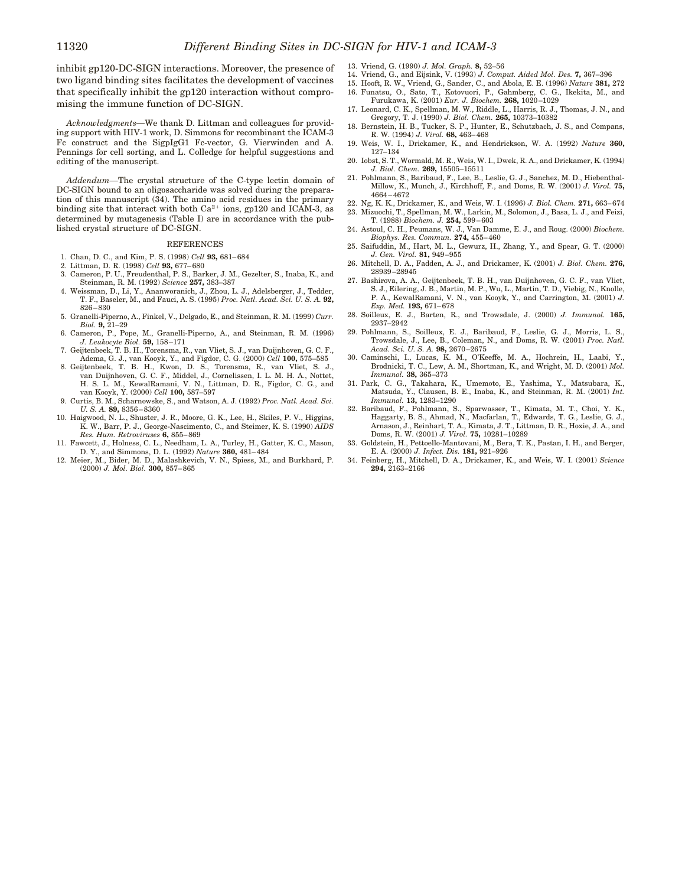inhibit gp120-DC-SIGN interactions. Moreover, the presence of two ligand binding sites facilitates the development of vaccines that specifically inhibit the gp120 interaction without compromising the immune function of DC-SIGN.

*Acknowledgments*—We thank D. Littman and colleagues for providing support with HIV-1 work, D. Simmons for recombinant the ICAM-3 Fc construct and the SigpIgG1 Fc-vector, G. Vierwinden and A. Pennings for cell sorting, and L. Colledge for helpful suggestions and editing of the manuscript.

*Addendum*—The crystal structure of the C-type lectin domain of DC-SIGN bound to an oligosaccharide was solved during the preparation of this manuscript (34). The amino acid residues in the primary binding site that interact with both $Ca^{2+}$ ions, gp120 and ICAM-3, as determined by mutagenesis (Table I) are in accordance with the published crystal structure of DC-SIGN.

## REFERENCES

1. Chan, D. C., and Kim, P. S. (1998) *Cell* **93,** 681–684
2. Littman, D. R. (1998) *Cell* **93,** 677–680
3. Cameron, P. U., Freudenthal, P. S., Barker, J. M., Gezelter, S., Inaba, K., and Steinman, R. M. (1992) *Science* **257,** 383–387
4. Weissman, D., Li, Y., Ananworanich, J., Zhou, L. J., Adelsberger, J., Tedder, T. F., Baseler, M., and Fauci, A. S. (1995) *Proc. Natl. Acad. Sci. U. S. A.* **92,** 826–830
5. Granelli-Piperno, A., Finkel, V., Delgado, E., and Steinman, R. M. (1999) *Curr. Biol.* **9,** 21–29
6. Cameron, P., Pope, M., Granelli-Piperno, A., and Steinman, R. M. (1996) *J. Leukocyte Biol.* **59,** 158–171
7. Geijtenbeek, T. B. H., Torensma, R., van Vliet, S. J., van Duijnhoven, G. C. F., Adema, G. J., van Kooyk, Y., and Figdor, C. G. (2000) *Cell* **100,** 575–585
8. Geijtenbeek, T. B. H., Kwon, D. S., Torensma, R., van Vliet, S. J., van Duijnhoven, G. C. F., Middel, J., Cornelissen, I. L. M. H. A., Nottet, H. S. L. M., KewalRamani, V. N., Littman, D. R., Figdor, C. G., and van Kooyk, Y. (2000) *Cell* **100,** 587–597
9. Curtis, B. M., Scharnowske, S., and Watson, A. J. (1992) *Proc. Natl. Acad. Sci. U. S. A.* **89,** 8356–8360
10. Haigwood, N. L., Shuster, J. R., Moore, G. K., Lee, H., Skiles, P. V., Higgins, K. W., Barr, P. J., George-Nascimento, C., and Steimer, K. S. (1990) *AIDS Res. Hum. Retroviruses* **6,** 855–869
11. Fawcett, J., Holness, C. L., Needham, L. A., Turley, H., Gatter, K. C., Mason, D. Y., and Simmons, D. L. (1992) *Nature* **360,** 481–484
12. Meier, M., Bider, M. D., Malashkevich, V. N., Spiess, M., and Burkhard, P. (2000) *J. Mol. Biol.* **300,** 857–865
13. Vriend, G. (1990) *J. Mol. Graph.* **8,** 52–56
14. Vriend, G., and Eijsink, V. (1993) *J. Comput. Aided Mol. Des.* **7,** 367–396
15. Hooft, R. W., Vriend, G., Sander, C., and Abola, E. E. (1996) *Nature* **381,** 272
16. Funatsu, O., Sato, T., Kotovuori, P., Gahmberg, C. G., Ikekita, M., and Furukawa, K. (2001) *Eur. J. Biochem.* **268,** 1020–1029
17. Leonard, C. K., Spellman, M. W., Riddle, L., Harris, R. J., Thomas, J. N., and Gregory, T. J. (1990) *J. Biol. Chem.* **265,** 10373–10382
18. Bernstein, H. B., Tucker, S. P., Hunter, E., Schutzbach, J. S., and Compans, R. W. (1994) *J. Virol.* **68,** 463–468
19. Weis, W. I., Drickamer, K., and Hendrickson, W. A. (1992) *Nature* **360,** 127–134
20. Iobst, S. T., Wormald, M. R., Weis, W. I., Dwek, R. A., and Drickamer, K. (1994) *J. Biol. Chem.* **269,** 15505–15511
21. Pohlmann, S., Baribaud, F., Lee, B., Leslie, G. J., Sanchez, M. D., Hiebenthal-Millow, K., Munch, J., Kirchhoff, F., and Doms, R. W. (2001) *J. Virol.* **75,** 4664–4672
22. Ng, K. K., Drickamer, K., and Weis, W. I. (1996) *J. Biol. Chem.* **271,** 663–674
23. Mizuochi, T., Spellman, M. W., Larkin, M., Solomon, J., Basa, L. J., and Feizi, T. (1988) *Biochem. J.* **254,** 599–603
24. Astoul, C. H., Peumans, W. J., Van Damme, E. J., and Roug. (2000) *Biochem. Biophys. Res. Commun.* **274,** 455–460
25. Saifuddin, M., Hart, M. L., Gewurz, H., Zhang, Y., and Spear, G. T. (2000) *J. Gen. Virol.* **81,** 949–955
26. Mitchell, D. A., Fadden, A. J., and Drickamer, K. (2001) *J. Biol. Chem.* **276,** 28939–28945
27. Bashirova, A. A., Geijtenbeek, T. B. H., van Duijnhoven, G. C. F., van Vliet, S. J., Eilering, J. B., Martin, M. P., Wu, L., Martin, T. D., Viebig, N., Knolle, P. A., KewalRamani, V. N., van Kooyk, Y., and Carrington, M. (2001) *J. Exp. Med.* **193,** 671–678
28. Soilleux, E. J., Barten, R., and Trowsdale, J. (2000) *J. Immunol.* **165,** 2937–2942
29. Pohlmann, S., Soilleux, E. J., Baribaud, F., Leslie, G. J., Morris, L. S., Trowsdale, J., Lee, B., Coleman, N., and Doms, R. W. (2001) *Proc. Natl. Acad. Sci. U. S. A.* **98,** 2670–2675
30. Caminschi, I., Lucas, K. M., O'Keeffe, M. A., Hochrein, H., Laabi, Y., Brodnicki, T. C., Lew, A. M., Shortman, K., and Wright, M. D. (2001) *Mol. Immunol.* **38,** 365–373
31. Park, C. G., Takahara, K., Umemoto, E., Yashima, Y., Matsubara, K., Matsuda, Y., Clausen, B. E., Inaba, K., and Steinman, R. M. (2001) *Int. Immunol.* **13,** 1283–1290
32. Baribaud, F., Pohlmann, S., Sparwasser, T., Kimata, M. T., Choi, Y. K., Haggarty, B. S., Ahmad, N., Macfarlan, T., Edwards, T. G., Leslie, G. J., Arnason, J., Reinhart, T. A., Kimata, J. T., Littman, D. R., Hoxie, J. A., and Doms, R. W. (2001) *J. Virol.* **75,** 10281–10289
33. Goldstein, H., Pettoello-Mantovani, M., Bera, T. K., Pastan, I. H., and Berger, E. A. (2000) *J. Infect. Dis.* **181,** 921–926
34. Feinberg, H., Mitchell, D. A., Drickamer, K., and Weis, W. I. (2001) *Science* **294,** 2163–2166